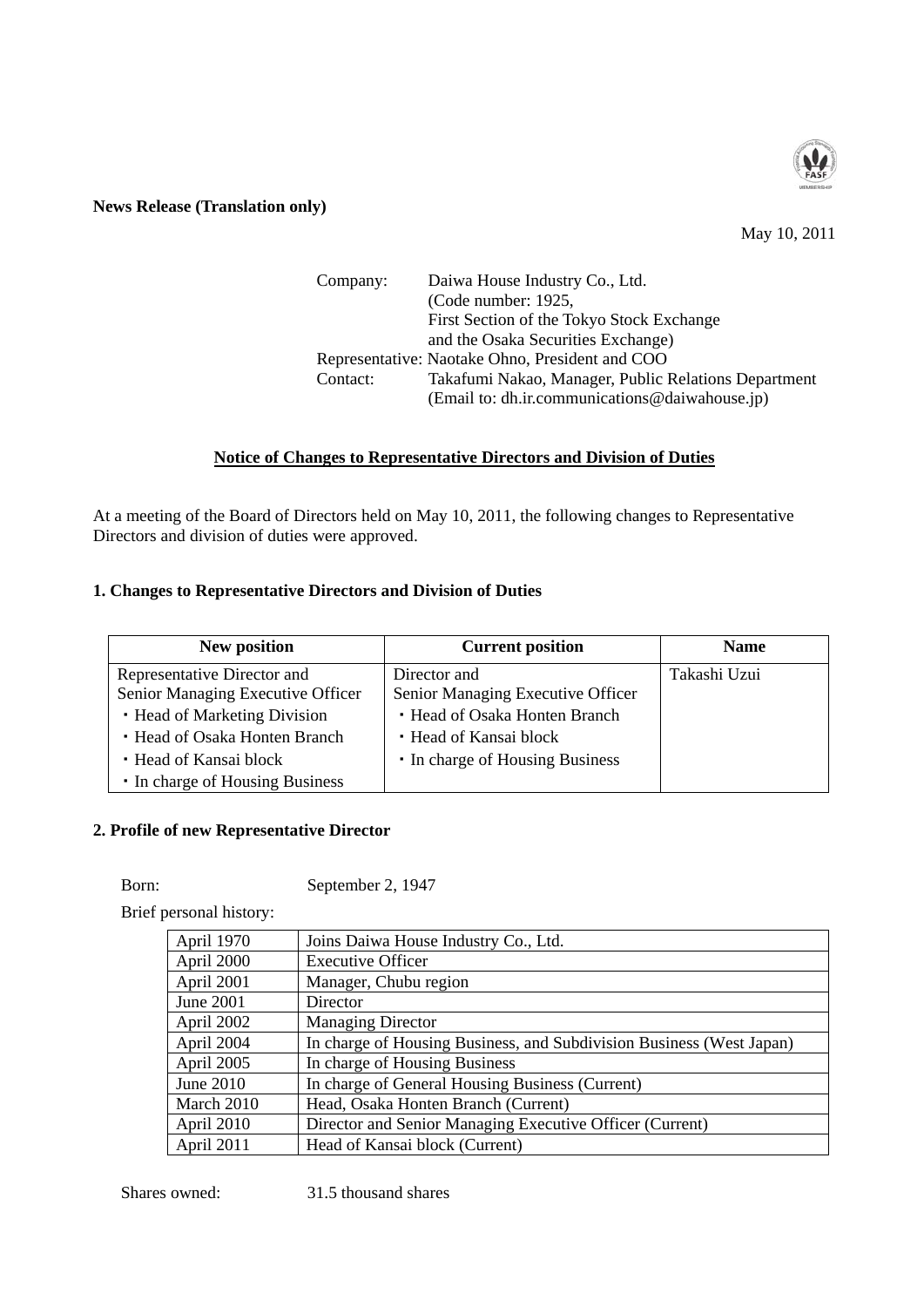**News Release (Translation only)**

May 10, 2011

Company: Daiwa House Industry Co., Ltd.
(Code number: 1925,
First Section of the Tokyo Stock Exchange
and the Osaka Securities Exchange)
Representative: Naotake Ohno, President and COO
Contact: Takafumi Nakao, Manager, Public Relations Department
(Email to: dh.ir.communications@daiwahouse.jp)

## Notice of Changes to Representative Directors and Division of Duties

At a meeting of the Board of Directors held on May 10, 2011, the following changes to Representative Directors and division of duties were approved.

### 1. Changes to Representative Directors and Division of Duties

| New position | Current position | Name |
|---|---|---|
| Representative Director and Senior Managing Executive Officer<br>・Head of Marketing Division<br>・Head of Osaka Honten Branch<br>・Head of Kansai block<br>・In charge of Housing Business | Director and Senior Managing Executive Officer<br>・Head of Osaka Honten Branch<br>・Head of Kansai block<br>・In charge of Housing Business | Takashi Uzui |

### 2. Profile of new Representative Director

Born: September 2, 1947

Brief personal history:

| | |
|---|---|
| April 1970 | Joins Daiwa House Industry Co., Ltd. |
| April 2000 | Executive Officer |
| April 2001 | Manager, Chubu region |
| June 2001 | Director |
| April 2002 | Managing Director |
| April 2004 | In charge of Housing Business, and Subdivision Business (West Japan) |
| April 2005 | In charge of Housing Business |
| June 2010 | In charge of General Housing Business (Current) |
| March 2010 | Head, Osaka Honten Branch (Current) |
| April 2010 | Director and Senior Managing Executive Officer (Current) |
| April 2011 | Head of Kansai block (Current) |

Shares owned: 31.5 thousand shares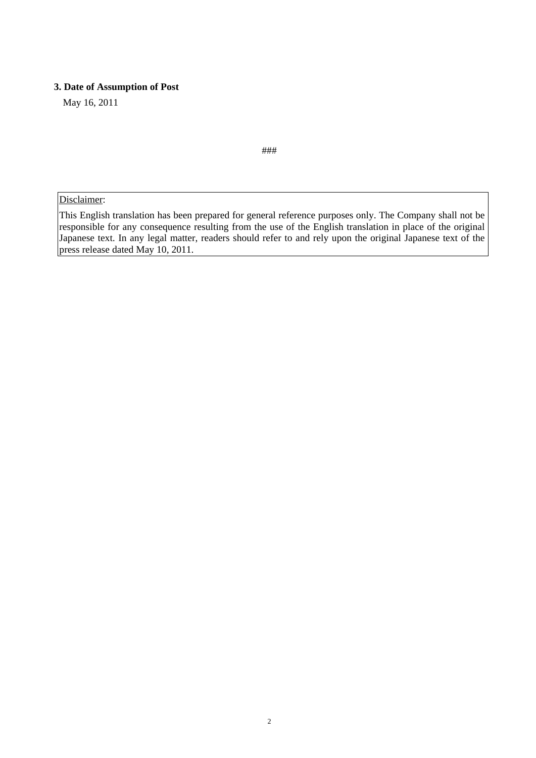**3. Date of Assumption of Post**

May 16, 2011

###

Disclaimer:

This English translation has been prepared for general reference purposes only. The Company shall not be responsible for any consequence resulting from the use of the English translation in place of the original Japanese text. In any legal matter, readers should refer to and rely upon the original Japanese text of the press release dated May 10, 2011.